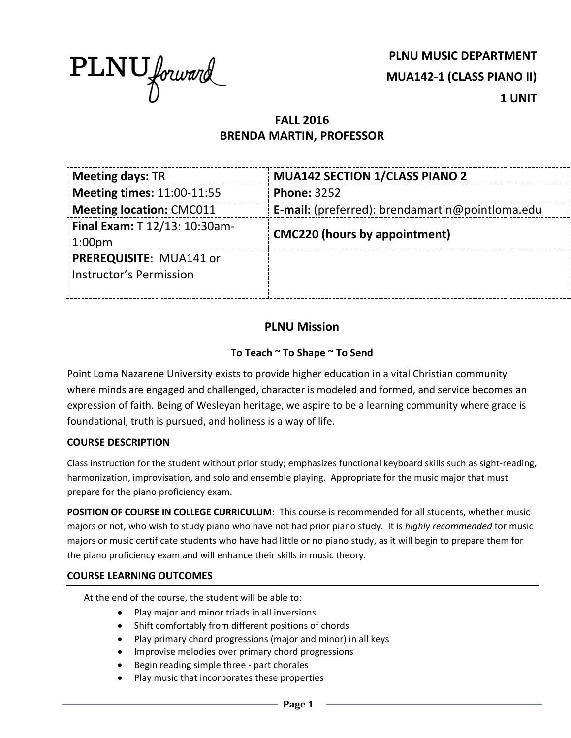**PLNU MUSIC DEPARTMENT**

**MUA142-1 (CLASS PIANO II)**

**1 UNIT**

**FALL 2016**
**BRENDA MARTIN, PROFESSOR**

| **Meeting days:** TR | **MUA142 SECTION 1/CLASS PIANO 2** |
|---|---|
| **Meeting times:** 11:00-11:55 | **Phone:** 3252 |
| **Meeting location:** CMC011 | **E-mail:** (preferred): brendamartin@pointloma.edu |
| **Final Exam:** T 12/13: 10:30am-1:00pm | **CMC220 (hours by appointment)** |
| **PREREQUISITE**: MUA141 or Instructor's Permission | |

## PLNU Mission

### To Teach ~ To Shape ~ To Send

Point Loma Nazarene University exists to provide higher education in a vital Christian community where minds are engaged and challenged, character is modeled and formed, and service becomes an expression of faith. Being of Wesleyan heritage, we aspire to be a learning community where grace is foundational, truth is pursued, and holiness is a way of life.

### COURSE DESCRIPTION

Class instruction for the student without prior study; emphasizes functional keyboard skills such as sight-reading, harmonization, improvisation, and solo and ensemble playing. Appropriate for the music major that must prepare for the piano proficiency exam.

**POSITION OF COURSE IN COLLEGE CURRICULUM**: This course is recommended for all students, whether music majors or not, who wish to study piano who have not had prior piano study. It is *highly recommended* for music majors or music certificate students who have had little or no piano study, as it will begin to prepare them for the piano proficiency exam and will enhance their skills in music theory.

### COURSE LEARNING OUTCOMES

At the end of the course, the student will be able to:

- Play major and minor triads in all inversions
- Shift comfortably from different positions of chords
- Play primary chord progressions (major and minor) in all keys
- Improvise melodies over primary chord progressions
- Begin reading simple three - part chorales
- Play music that incorporates these properties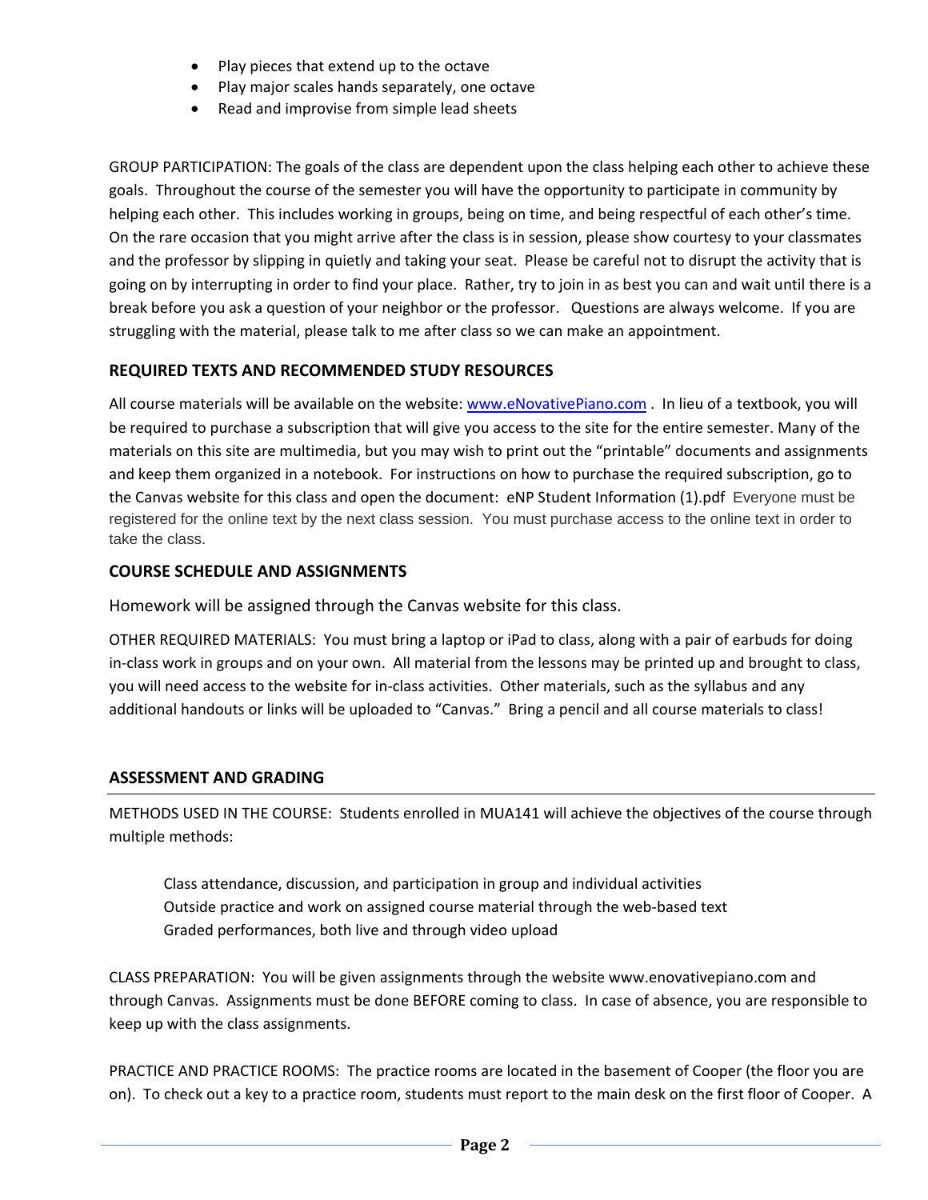- Play pieces that extend up to the octave
- Play major scales hands separately, one octave
- Read and improvise from simple lead sheets

GROUP PARTICIPATION: The goals of the class are dependent upon the class helping each other to achieve these goals. Throughout the course of the semester you will have the opportunity to participate in community by helping each other. This includes working in groups, being on time, and being respectful of each other's time. On the rare occasion that you might arrive after the class is in session, please show courtesy to your classmates and the professor by slipping in quietly and taking your seat. Please be careful not to disrupt the activity that is going on by interrupting in order to find your place. Rather, try to join in as best you can and wait until there is a break before you ask a question of your neighbor or the professor. Questions are always welcome. If you are struggling with the material, please talk to me after class so we can make an appointment.

## REQUIRED TEXTS AND RECOMMENDED STUDY RESOURCES

All course materials will be available on the website: www.eNovativePiano.com . In lieu of a textbook, you will be required to purchase a subscription that will give you access to the site for the entire semester. Many of the materials on this site are multimedia, but you may wish to print out the "printable" documents and assignments and keep them organized in a notebook. For instructions on how to purchase the required subscription, go to the Canvas website for this class and open the document: eNP Student Information (1).pdf Everyone must be registered for the online text by the next class session. You must purchase access to the online text in order to take the class.

## COURSE SCHEDULE AND ASSIGNMENTS

Homework will be assigned through the Canvas website for this class.

OTHER REQUIRED MATERIALS: You must bring a laptop or iPad to class, along with a pair of earbuds for doing in-class work in groups and on your own. All material from the lessons may be printed up and brought to class, you will need access to the website for in-class activities. Other materials, such as the syllabus and any additional handouts or links will be uploaded to "Canvas." Bring a pencil and all course materials to class!

## ASSESSMENT AND GRADING

METHODS USED IN THE COURSE: Students enrolled in MUA141 will achieve the objectives of the course through multiple methods:

Class attendance, discussion, and participation in group and individual activities
Outside practice and work on assigned course material through the web-based text
Graded performances, both live and through video upload

CLASS PREPARATION: You will be given assignments through the website www.enovativepiano.com and through Canvas. Assignments must be done BEFORE coming to class. In case of absence, you are responsible to keep up with the class assignments.

PRACTICE AND PRACTICE ROOMS: The practice rooms are located in the basement of Cooper (the floor you are on). To check out a key to a practice room, students must report to the main desk on the first floor of Cooper. A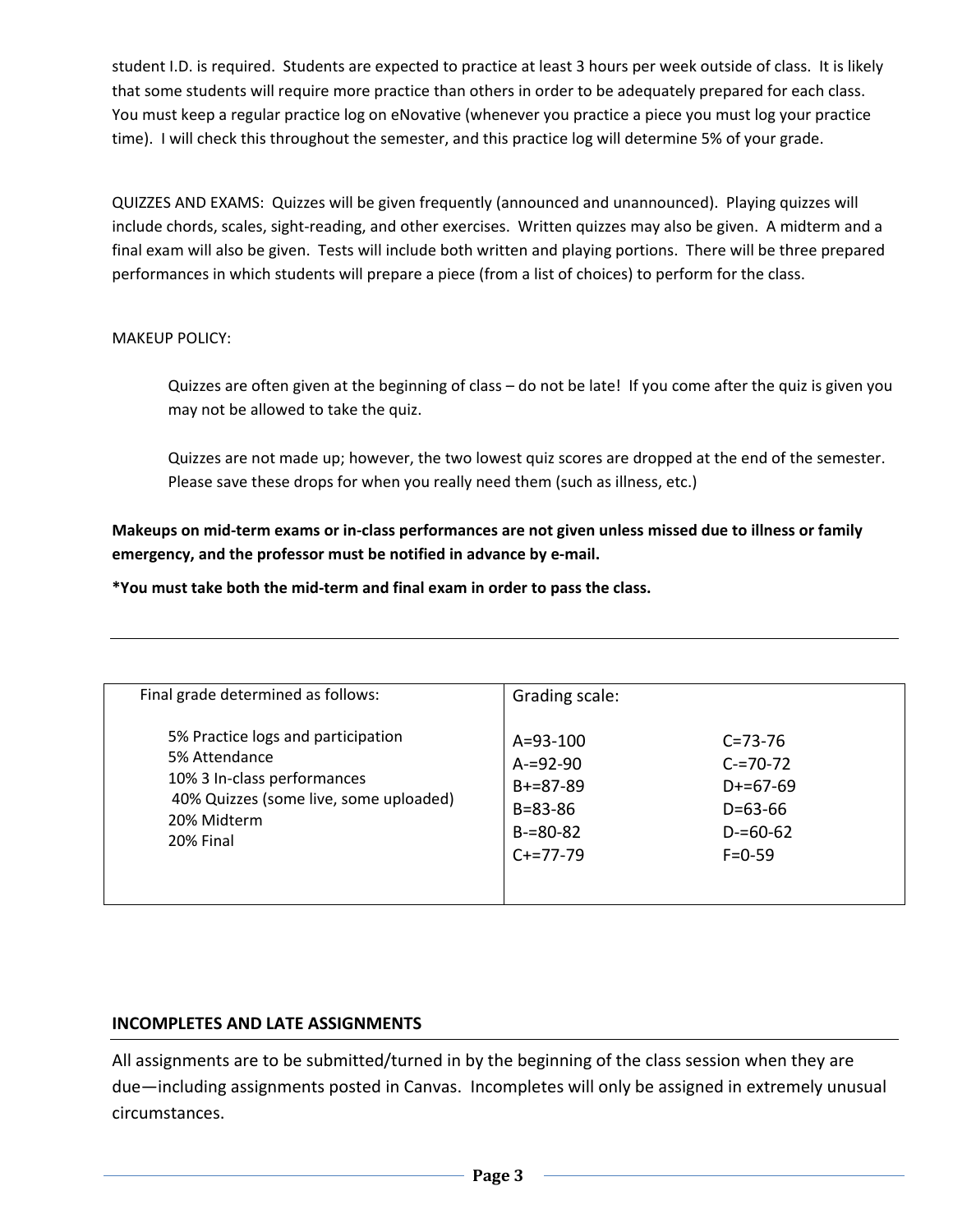student I.D. is required. Students are expected to practice at least 3 hours per week outside of class. It is likely that some students will require more practice than others in order to be adequately prepared for each class. You must keep a regular practice log on eNovative (whenever you practice a piece you must log your practice time). I will check this throughout the semester, and this practice log will determine 5% of your grade.

QUIZZES AND EXAMS: Quizzes will be given frequently (announced and unannounced). Playing quizzes will include chords, scales, sight-reading, and other exercises. Written quizzes may also be given. A midterm and a final exam will also be given. Tests will include both written and playing portions. There will be three prepared performances in which students will prepare a piece (from a list of choices) to perform for the class.

MAKEUP POLICY:

> Quizzes are often given at the beginning of class – do not be late! If you come after the quiz is given you may not be allowed to take the quiz.
>
> Quizzes are not made up; however, the two lowest quiz scores are dropped at the end of the semester. Please save these drops for when you really need them (such as illness, etc.)

**Makeups on mid-term exams or in-class performances are not given unless missed due to illness or family emergency, and the professor must be notified in advance by e-mail.**

***You must take both the mid-term and final exam in order to pass the class.**

---

| Final grade determined as follows: | Grading scale: | |
|---|---|---|
| 5% Practice logs and participation | A=93-100 | C=73-76 |
| 5% Attendance | A-=92-90 | C-=70-72 |
| 10% 3 In-class performances | B+=87-89 | D+=67-69 |
| 40% Quizzes (some live, some uploaded) | B=83-86 | D=63-66 |
| 20% Midterm | B-=80-82 | D-=60-62 |
| 20% Final | C+=77-79 | F=0-59 |

## INCOMPLETES AND LATE ASSIGNMENTS

All assignments are to be submitted/turned in by the beginning of the class session when they are due—including assignments posted in Canvas. Incompletes will only be assigned in extremely unusual circumstances.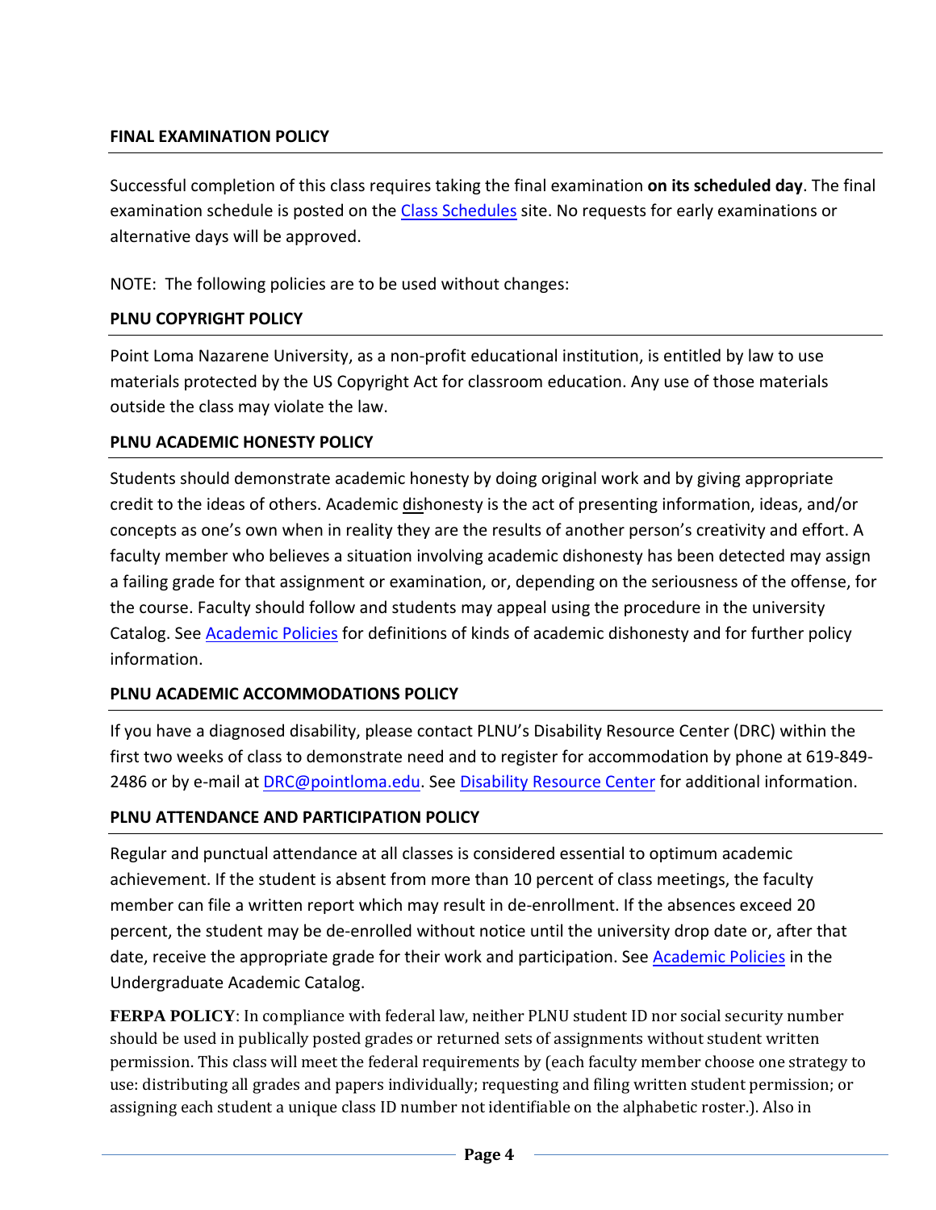## FINAL EXAMINATION POLICY

Successful completion of this class requires taking the final examination **on its scheduled day**. The final examination schedule is posted on the [Class Schedules](Class Schedules) site. No requests for early examinations or alternative days will be approved.

NOTE: The following policies are to be used without changes:

## PLNU COPYRIGHT POLICY

Point Loma Nazarene University, as a non-profit educational institution, is entitled by law to use materials protected by the US Copyright Act for classroom education. Any use of those materials outside the class may violate the law.

## PLNU ACADEMIC HONESTY POLICY

Students should demonstrate academic honesty by doing original work and by giving appropriate credit to the ideas of others. Academic <u>dis</u>honesty is the act of presenting information, ideas, and/or concepts as one's own when in reality they are the results of another person's creativity and effort. A faculty member who believes a situation involving academic dishonesty has been detected may assign a failing grade for that assignment or examination, or, depending on the seriousness of the offense, for the course. Faculty should follow and students may appeal using the procedure in the university Catalog. See [Academic Policies](Academic Policies) for definitions of kinds of academic dishonesty and for further policy information.

## PLNU ACADEMIC ACCOMMODATIONS POLICY

If you have a diagnosed disability, please contact PLNU's Disability Resource Center (DRC) within the first two weeks of class to demonstrate need and to register for accommodation by phone at 619-849-2486 or by e-mail at [DRC@pointloma.edu](mailto:DRC@pointloma.edu). See [Disability Resource Center](Disability Resource Center) for additional information.

## PLNU ATTENDANCE AND PARTICIPATION POLICY

Regular and punctual attendance at all classes is considered essential to optimum academic achievement. If the student is absent from more than 10 percent of class meetings, the faculty member can file a written report which may result in de-enrollment. If the absences exceed 20 percent, the student may be de-enrolled without notice until the university drop date or, after that date, receive the appropriate grade for their work and participation. See [Academic Policies](Academic Policies) in the Undergraduate Academic Catalog.

**FERPA POLICY**: In compliance with federal law, neither PLNU student ID nor social security number should be used in publically posted grades or returned sets of assignments without student written permission. This class will meet the federal requirements by (each faculty member choose one strategy to use: distributing all grades and papers individually; requesting and filing written student permission; or assigning each student a unique class ID number not identifiable on the alphabetic roster.). Also in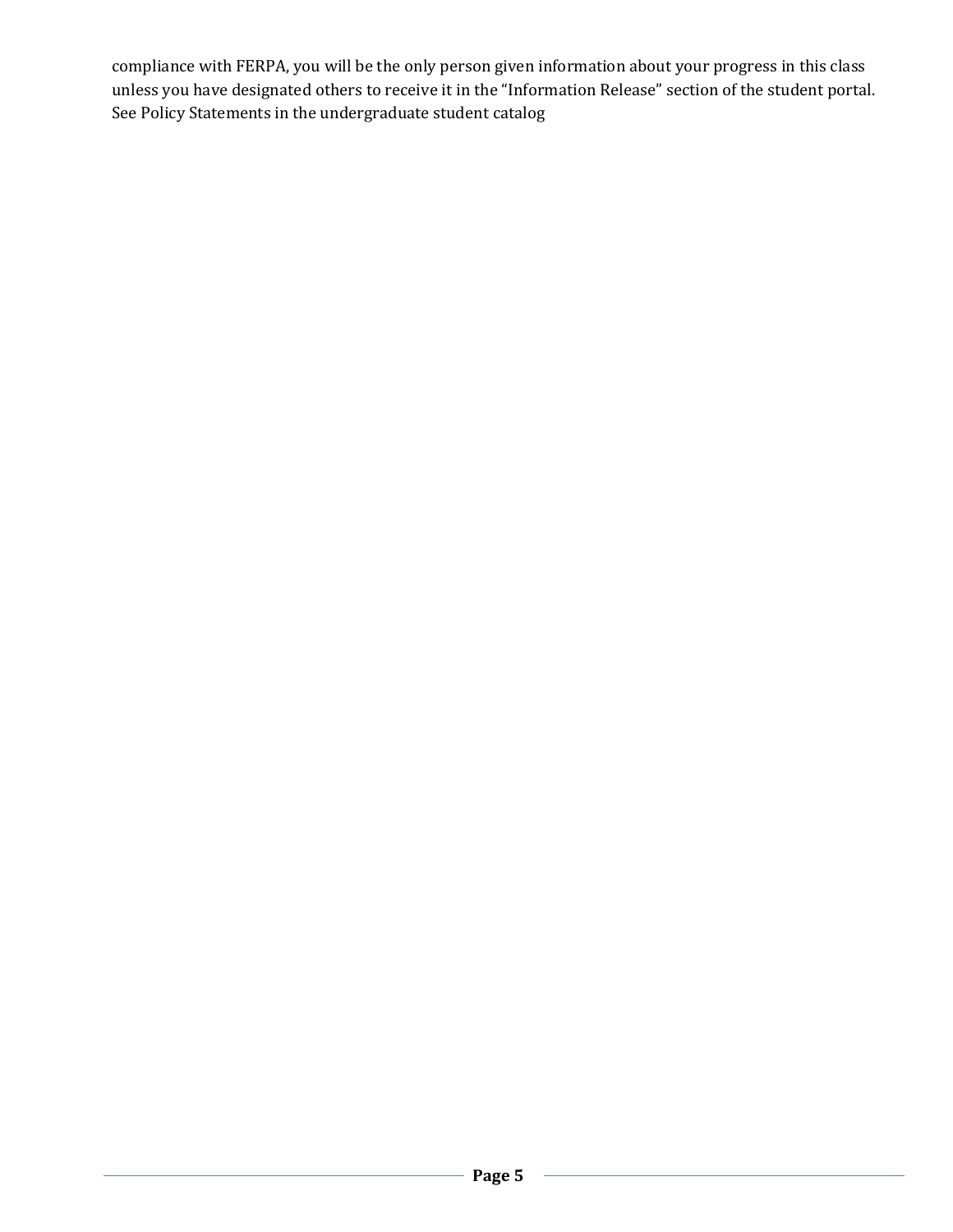compliance with FERPA, you will be the only person given information about your progress in this class unless you have designated others to receive it in the "Information Release" section of the student portal. See Policy Statements in the undergraduate student catalog